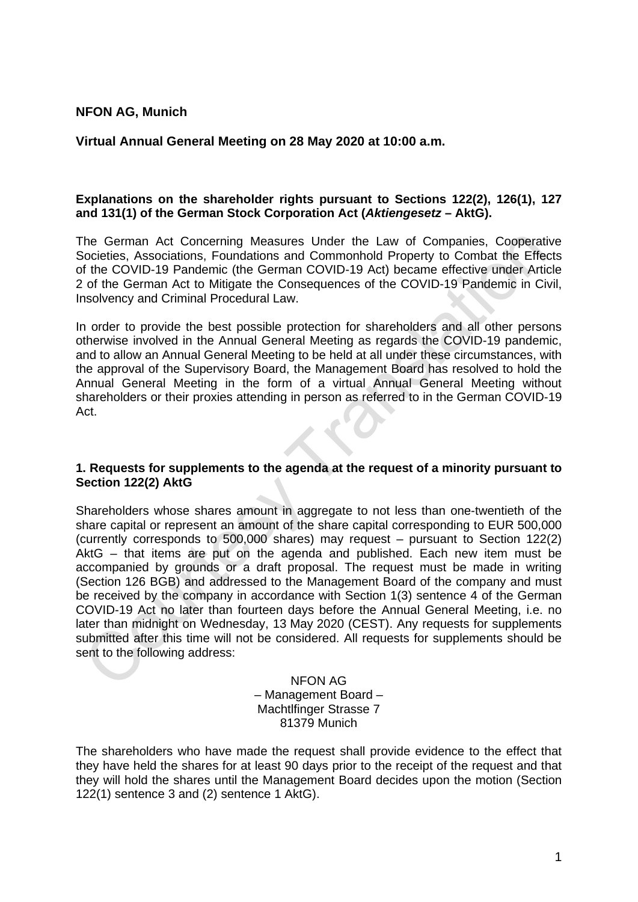**NFON AG, Munich**

**Virtual Annual General Meeting on 28 May 2020 at 10:00 a.m.**

**Explanations on the shareholder rights pursuant to Sections 122(2), 126(1), 127 and 131(1) of the German Stock Corporation Act (*Aktiengesetz* – AktG).**

The German Act Concerning Measures Under the Law of Companies, Cooperative Societies, Associations, Foundations and Commonhold Property to Combat the Effects of the COVID-19 Pandemic (the German COVID-19 Act) became effective under Article 2 of the German Act to Mitigate the Consequences of the COVID-19 Pandemic in Civil, Insolvency and Criminal Procedural Law.

In order to provide the best possible protection for shareholders and all other persons otherwise involved in the Annual General Meeting as regards the COVID-19 pandemic, and to allow an Annual General Meeting to be held at all under these circumstances, with the approval of the Supervisory Board, the Management Board has resolved to hold the Annual General Meeting in the form of a virtual Annual General Meeting without shareholders or their proxies attending in person as referred to in the German COVID-19 Act.

## 1. Requests for supplements to the agenda at the request of a minority pursuant to Section 122(2) AktG

Shareholders whose shares amount in aggregate to not less than one-twentieth of the share capital or represent an amount of the share capital corresponding to EUR 500,000 (currently corresponds to 500,000 shares) may request – pursuant to Section 122(2) AktG – that items are put on the agenda and published. Each new item must be accompanied by grounds or a draft proposal. The request must be made in writing (Section 126 BGB) and addressed to the Management Board of the company and must be received by the company in accordance with Section 1(3) sentence 4 of the German COVID-19 Act no later than fourteen days before the Annual General Meeting, i.e. no later than midnight on Wednesday, 13 May 2020 (CEST). Any requests for supplements submitted after this time will not be considered. All requests for supplements should be sent to the following address:

NFON AG
– Management Board –
Machtlfinger Strasse 7
81379 Munich

The shareholders who have made the request shall provide evidence to the effect that they have held the shares for at least 90 days prior to the receipt of the request and that they will hold the shares until the Management Board decides upon the motion (Section 122(1) sentence 3 and (2) sentence 1 AktG).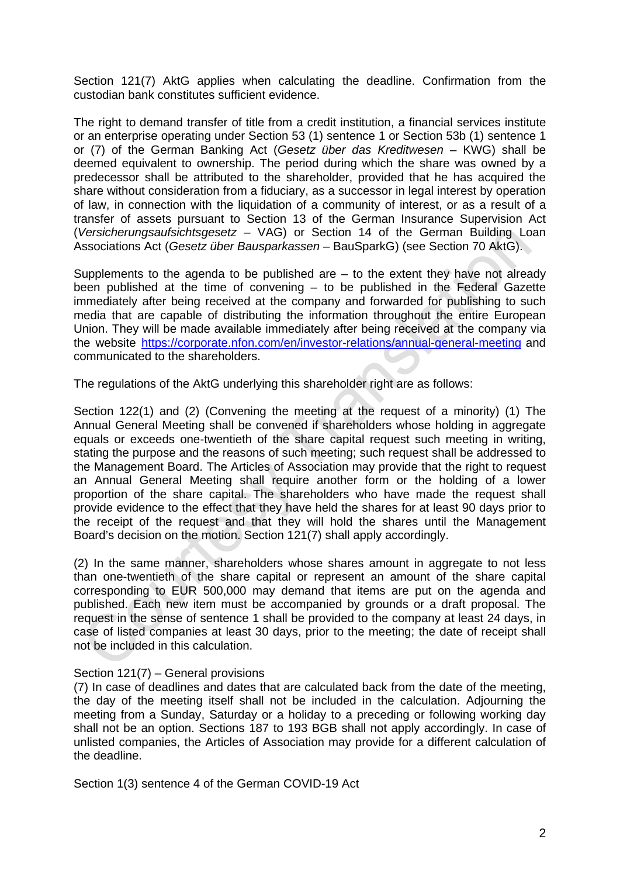Section 121(7) AktG applies when calculating the deadline. Confirmation from the custodian bank constitutes sufficient evidence.

The right to demand transfer of title from a credit institution, a financial services institute or an enterprise operating under Section 53 (1) sentence 1 or Section 53b (1) sentence 1 or (7) of the German Banking Act (*Gesetz über das Kreditwesen* – KWG) shall be deemed equivalent to ownership. The period during which the share was owned by a predecessor shall be attributed to the shareholder, provided that he has acquired the share without consideration from a fiduciary, as a successor in legal interest by operation of law, in connection with the liquidation of a community of interest, or as a result of a transfer of assets pursuant to Section 13 of the German Insurance Supervision Act (*Versicherungsaufsichtsgesetz* – VAG) or Section 14 of the German Building Loan Associations Act (*Gesetz über Bausparkassen* – BauSparkG) (see Section 70 AktG).

Supplements to the agenda to be published are – to the extent they have not already been published at the time of convening – to be published in the Federal Gazette immediately after being received at the company and forwarded for publishing to such media that are capable of distributing the information throughout the entire European Union. They will be made available immediately after being received at the company via the website https://corporate.nfon.com/en/investor-relations/annual-general-meeting and communicated to the shareholders.

The regulations of the AktG underlying this shareholder right are as follows:

Section 122(1) and (2) (Convening the meeting at the request of a minority) (1) The Annual General Meeting shall be convened if shareholders whose holding in aggregate equals or exceeds one-twentieth of the share capital request such meeting in writing, stating the purpose and the reasons of such meeting; such request shall be addressed to the Management Board. The Articles of Association may provide that the right to request an Annual General Meeting shall require another form or the holding of a lower proportion of the share capital. The shareholders who have made the request shall provide evidence to the effect that they have held the shares for at least 90 days prior to the receipt of the request and that they will hold the shares until the Management Board's decision on the motion. Section 121(7) shall apply accordingly.

(2) In the same manner, shareholders whose shares amount in aggregate to not less than one-twentieth of the share capital or represent an amount of the share capital corresponding to EUR 500,000 may demand that items are put on the agenda and published. Each new item must be accompanied by grounds or a draft proposal. The request in the sense of sentence 1 shall be provided to the company at least 24 days, in case of listed companies at least 30 days, prior to the meeting; the date of receipt shall not be included in this calculation.

Section 121(7) – General provisions
(7) In case of deadlines and dates that are calculated back from the date of the meeting, the day of the meeting itself shall not be included in the calculation. Adjourning the meeting from a Sunday, Saturday or a holiday to a preceding or following working day shall not be an option. Sections 187 to 193 BGB shall not apply accordingly. In case of unlisted companies, the Articles of Association may provide for a different calculation of the deadline.

Section 1(3) sentence 4 of the German COVID-19 Act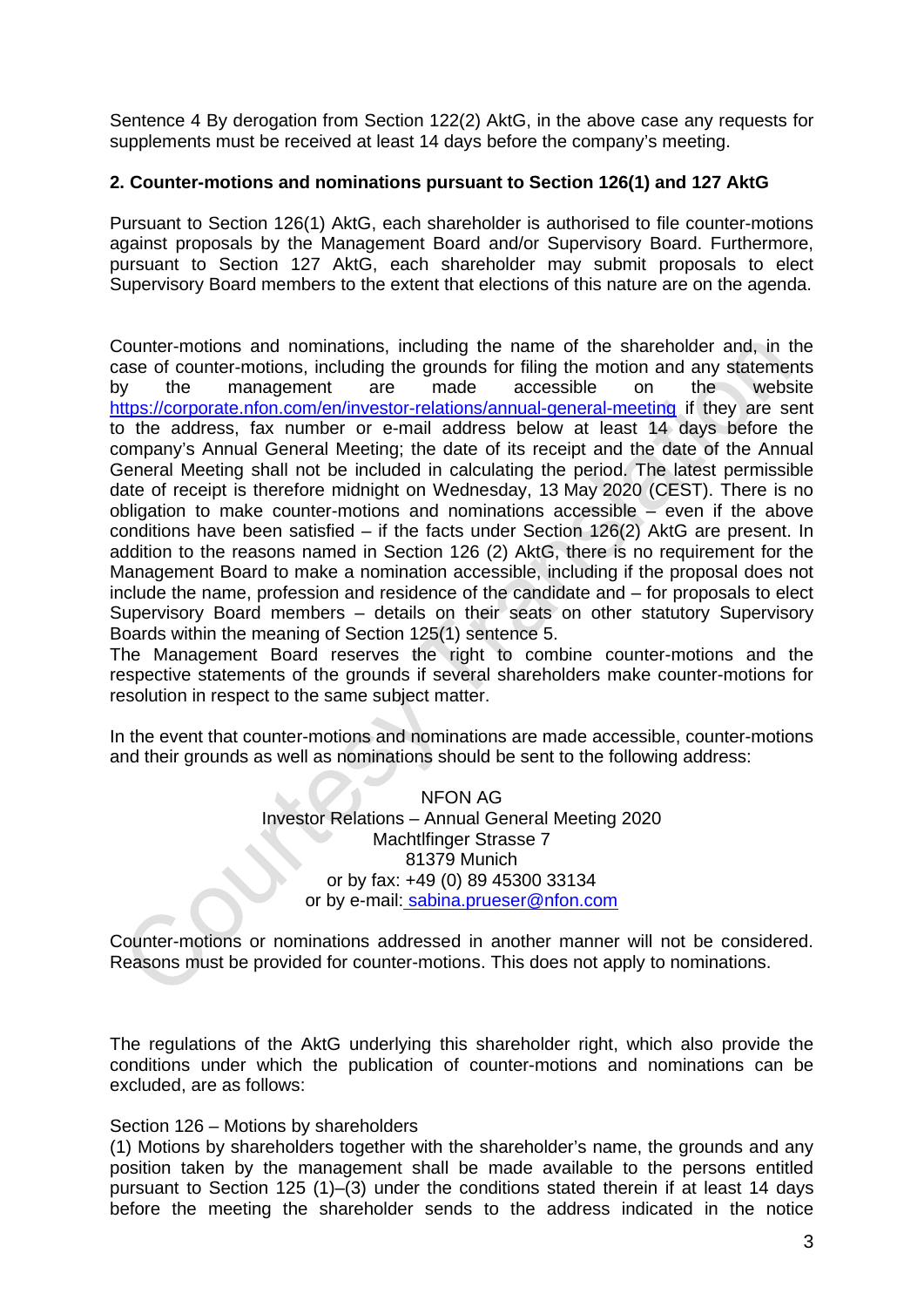Sentence 4 By derogation from Section 122(2) AktG, in the above case any requests for supplements must be received at least 14 days before the company's meeting.

**2. Counter-motions and nominations pursuant to Section 126(1) and 127 AktG**

Pursuant to Section 126(1) AktG, each shareholder is authorised to file counter-motions against proposals by the Management Board and/or Supervisory Board. Furthermore, pursuant to Section 127 AktG, each shareholder may submit proposals to elect Supervisory Board members to the extent that elections of this nature are on the agenda.

Counter-motions and nominations, including the name of the shareholder and, in the case of counter-motions, including the grounds for filing the motion and any statements by the management are made accessible on the website https://corporate.nfon.com/en/investor-relations/annual-general-meeting if they are sent to the address, fax number or e-mail address below at least 14 days before the company's Annual General Meeting; the date of its receipt and the date of the Annual General Meeting shall not be included in calculating the period. The latest permissible date of receipt is therefore midnight on Wednesday, 13 May 2020 (CEST). There is no obligation to make counter-motions and nominations accessible – even if the above conditions have been satisfied – if the facts under Section 126(2) AktG are present. In addition to the reasons named in Section 126 (2) AktG, there is no requirement for the Management Board to make a nomination accessible, including if the proposal does not include the name, profession and residence of the candidate and – for proposals to elect Supervisory Board members – details on their seats on other statutory Supervisory Boards within the meaning of Section 125(1) sentence 5.
The Management Board reserves the right to combine counter-motions and the respective statements of the grounds if several shareholders make counter-motions for resolution in respect to the same subject matter.

In the event that counter-motions and nominations are made accessible, counter-motions and their grounds as well as nominations should be sent to the following address:

NFON AG
Investor Relations – Annual General Meeting 2020
Machtlfinger Strasse 7
81379 Munich
or by fax: +49 (0) 89 45300 33134
or by e-mail: sabina.prueser@nfon.com

Counter-motions or nominations addressed in another manner will not be considered. Reasons must be provided for counter-motions. This does not apply to nominations.

The regulations of the AktG underlying this shareholder right, which also provide the conditions under which the publication of counter-motions and nominations can be excluded, are as follows:

Section 126 – Motions by shareholders
(1) Motions by shareholders together with the shareholder's name, the grounds and any position taken by the management shall be made available to the persons entitled pursuant to Section 125 (1)–(3) under the conditions stated therein if at least 14 days before the meeting the shareholder sends to the address indicated in the notice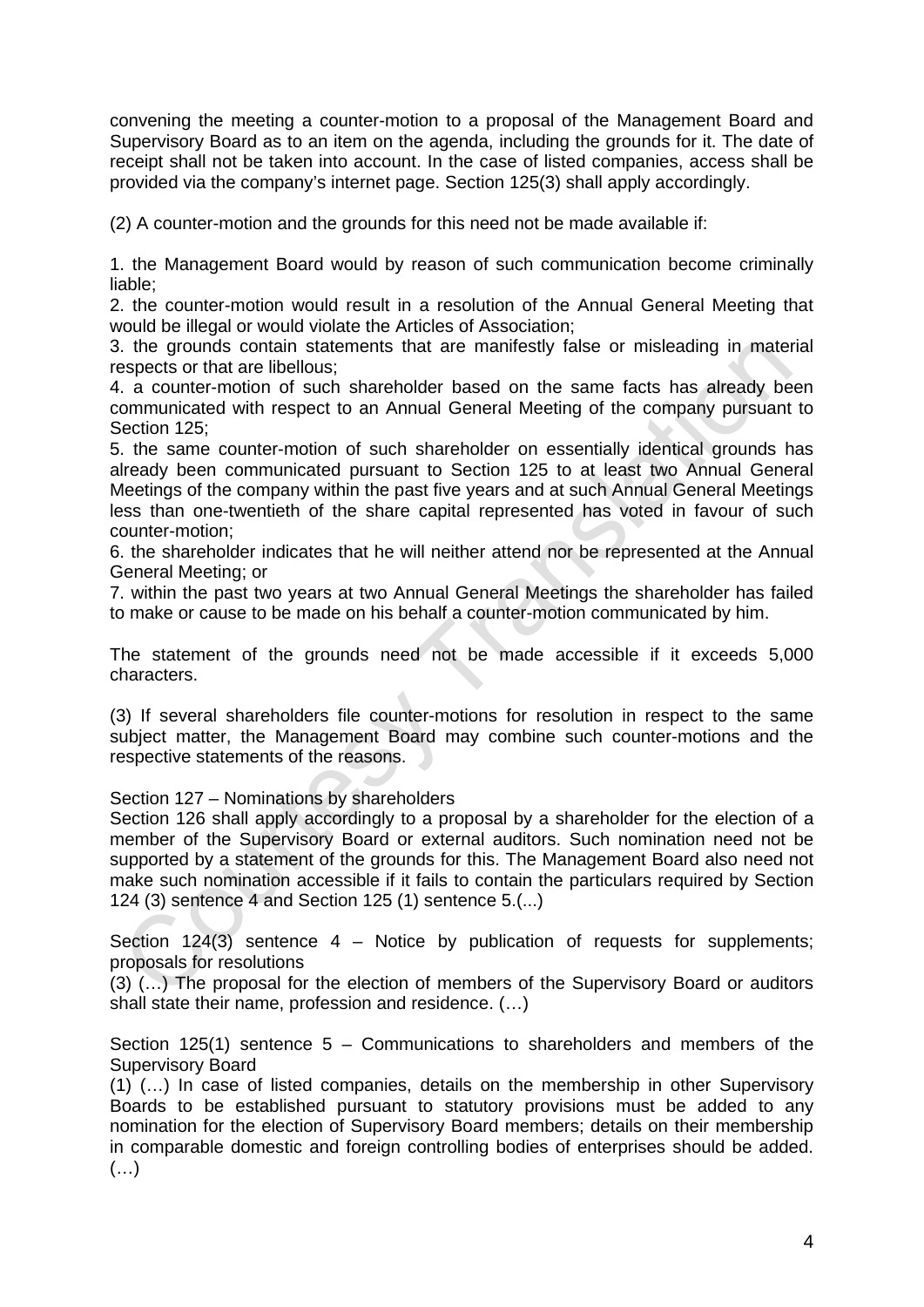convening the meeting a counter-motion to a proposal of the Management Board and Supervisory Board as to an item on the agenda, including the grounds for it. The date of receipt shall not be taken into account. In the case of listed companies, access shall be provided via the company's internet page. Section 125(3) shall apply accordingly.

(2) A counter-motion and the grounds for this need not be made available if:

1. the Management Board would by reason of such communication become criminally liable;
2. the counter-motion would result in a resolution of the Annual General Meeting that would be illegal or would violate the Articles of Association;
3. the grounds contain statements that are manifestly false or misleading in material respects or that are libellous;
4. a counter-motion of such shareholder based on the same facts has already been communicated with respect to an Annual General Meeting of the company pursuant to Section 125;
5. the same counter-motion of such shareholder on essentially identical grounds has already been communicated pursuant to Section 125 to at least two Annual General Meetings of the company within the past five years and at such Annual General Meetings less than one-twentieth of the share capital represented has voted in favour of such counter-motion;
6. the shareholder indicates that he will neither attend nor be represented at the Annual General Meeting; or
7. within the past two years at two Annual General Meetings the shareholder has failed to make or cause to be made on his behalf a counter-motion communicated by him.

The statement of the grounds need not be made accessible if it exceeds 5,000 characters.

(3) If several shareholders file counter-motions for resolution in respect to the same subject matter, the Management Board may combine such counter-motions and the respective statements of the reasons.

Section 127 – Nominations by shareholders
Section 126 shall apply accordingly to a proposal by a shareholder for the election of a member of the Supervisory Board or external auditors. Such nomination need not be supported by a statement of the grounds for this. The Management Board also need not make such nomination accessible if it fails to contain the particulars required by Section 124 (3) sentence 4 and Section 125 (1) sentence 5.(...)

Section 124(3) sentence 4 – Notice by publication of requests for supplements; proposals for resolutions
(3) (…) The proposal for the election of members of the Supervisory Board or auditors shall state their name, profession and residence. (…)

Section 125(1) sentence 5 – Communications to shareholders and members of the Supervisory Board
(1) (…) In case of listed companies, details on the membership in other Supervisory Boards to be established pursuant to statutory provisions must be added to any nomination for the election of Supervisory Board members; details on their membership in comparable domestic and foreign controlling bodies of enterprises should be added. (…)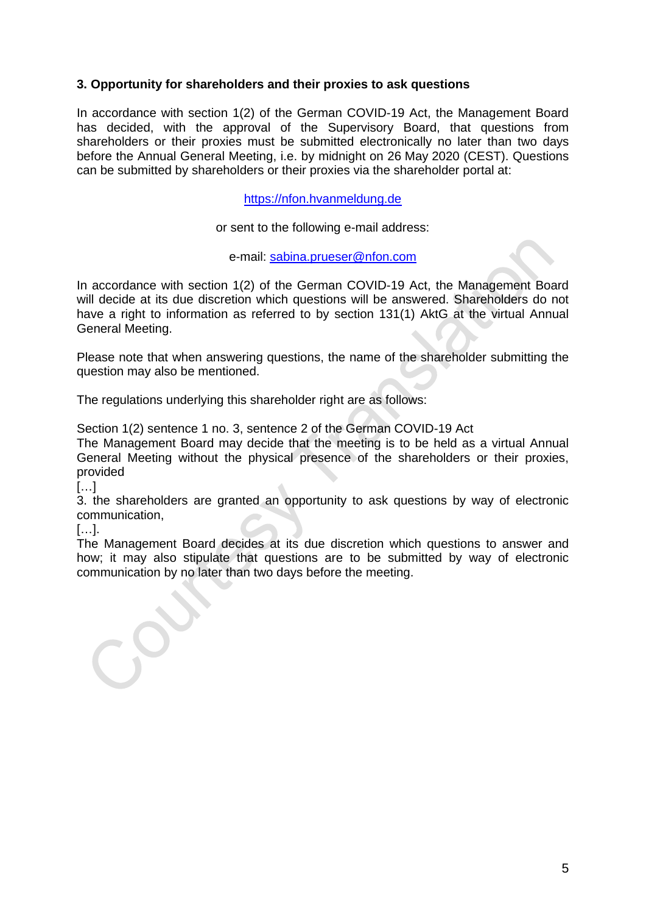### 3. Opportunity for shareholders and their proxies to ask questions

In accordance with section 1(2) of the German COVID-19 Act, the Management Board has decided, with the approval of the Supervisory Board, that questions from shareholders or their proxies must be submitted electronically no later than two days before the Annual General Meeting, i.e. by midnight on 26 May 2020 (CEST). Questions can be submitted by shareholders or their proxies via the shareholder portal at:

https://nfon.hvanmeldung.de

or sent to the following e-mail address:

e-mail: sabina.prueser@nfon.com

In accordance with section 1(2) of the German COVID-19 Act, the Management Board will decide at its due discretion which questions will be answered. Shareholders do not have a right to information as referred to by section 131(1) AktG at the virtual Annual General Meeting.

Please note that when answering questions, the name of the shareholder submitting the question may also be mentioned.

The regulations underlying this shareholder right are as follows:

Section 1(2) sentence 1 no. 3, sentence 2 of the German COVID-19 Act
The Management Board may decide that the meeting is to be held as a virtual Annual General Meeting without the physical presence of the shareholders or their proxies, provided
[…]
3. the shareholders are granted an opportunity to ask questions by way of electronic communication,
[…].
The Management Board decides at its due discretion which questions to answer and how; it may also stipulate that questions are to be submitted by way of electronic communication by no later than two days before the meeting.